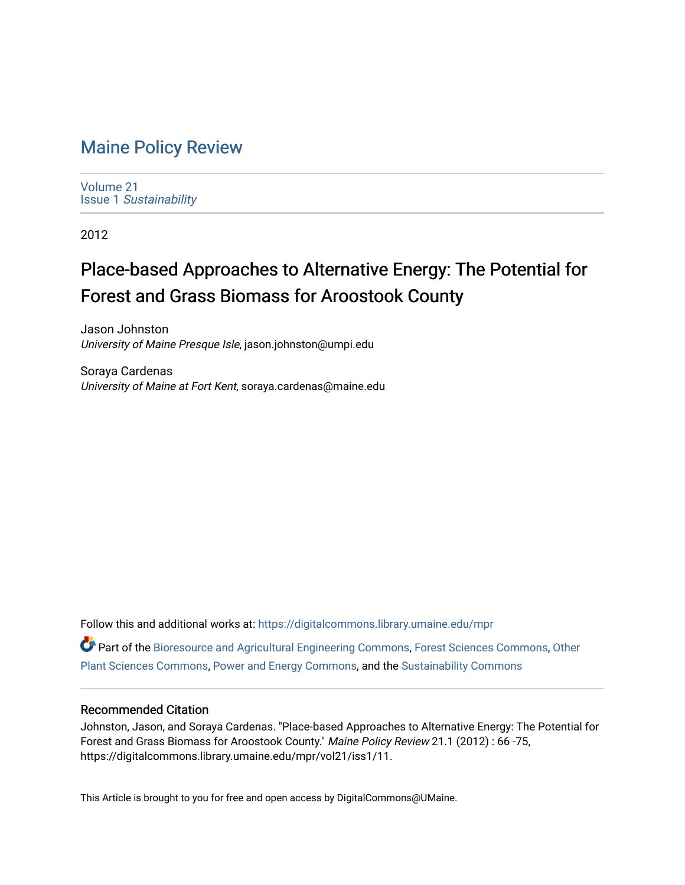# Maine Policy Review

Volume 21
Issue 1 *Sustainability*

2012

## Place-based Approaches to Alternative Energy: The Potential for Forest and Grass Biomass for Aroostook County

Jason Johnston
*University of Maine Presque Isle*, jason.johnston@umpi.edu

Soraya Cardenas
*University of Maine at Fort Kent*, soraya.cardenas@maine.edu

Follow this and additional works at: https://digitalcommons.library.umaine.edu/mpr

Part of the Bioresource and Agricultural Engineering Commons, Forest Sciences Commons, Other Plant Sciences Commons, Power and Energy Commons, and the Sustainability Commons

### Recommended Citation

Johnston, Jason, and Soraya Cardenas. "Place-based Approaches to Alternative Energy: The Potential for Forest and Grass Biomass for Aroostook County." *Maine Policy Review* 21.1 (2012) : 66 -75, https://digitalcommons.library.umaine.edu/mpr/vol21/iss1/11.

This Article is brought to you for free and open access by DigitalCommons@UMaine.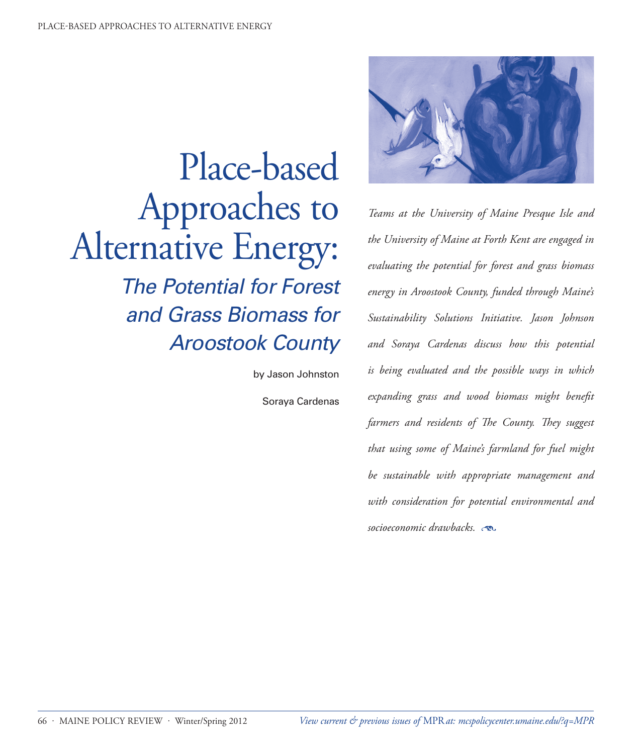# Place-based Approaches to Alternative Energy:

## *The Potential for Forest and Grass Biomass for Aroostook County*

by Jason Johnston

Soraya Cardenas

*Teams at the University of Maine Presque Isle and the University of Maine at Forth Kent are engaged in evaluating the potential for forest and grass biomass energy in Aroostook County, funded through Maine's Sustainability Solutions Initiative. Jason Johnson and Soraya Cardenas discuss how this potential is being evaluated and the possible ways in which expanding grass and wood biomass might benefit farmers and residents of The County. They suggest that using some of Maine's farmland for fuel might be sustainable with appropriate management and with consideration for potential environmental and socioeconomic drawbacks.*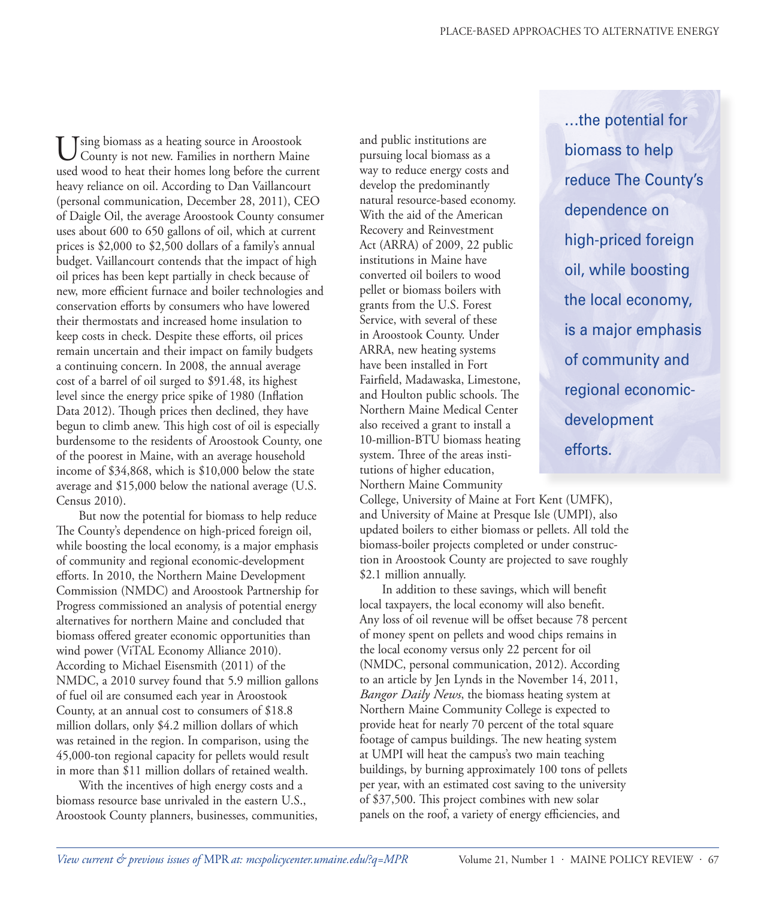Using biomass as a heating source in Aroostook County is not new. Families in northern Maine used wood to heat their homes long before the current heavy reliance on oil. According to Dan Vaillancourt (personal communication, December 28, 2011), CEO of Daigle Oil, the average Aroostook County consumer uses about 600 to 650 gallons of oil, which at current prices is $2,000 to $2,500 dollars of a family's annual budget. Vaillancourt contends that the impact of high oil prices has been kept partially in check because of new, more efficient furnace and boiler technologies and conservation efforts by consumers who have lowered their thermostats and increased home insulation to keep costs in check. Despite these efforts, oil prices remain uncertain and their impact on family budgets a continuing concern. In 2008, the annual average cost of a barrel of oil surged to $91.48, its highest level since the energy price spike of 1980 (Inflation Data 2012). Though prices then declined, they have begun to climb anew. This high cost of oil is especially burdensome to the residents of Aroostook County, one of the poorest in Maine, with an average household income of $34,868, which is $10,000 below the state average and $15,000 below the national average (U.S. Census 2010).

But now the potential for biomass to help reduce The County's dependence on high-priced foreign oil, while boosting the local economy, is a major emphasis of community and regional economic-development efforts. In 2010, the Northern Maine Development Commission (NMDC) and Aroostook Partnership for Progress commissioned an analysis of potential energy alternatives for northern Maine and concluded that biomass offered greater economic opportunities than wind power (ViTAL Economy Alliance 2010). According to Michael Eisensmith (2011) of the NMDC, a 2010 survey found that 5.9 million gallons of fuel oil are consumed each year in Aroostook County, at an annual cost to consumers of $18.8 million dollars, only $4.2 million dollars of which was retained in the region. In comparison, using the 45,000-ton regional capacity for pellets would result in more than $11 million dollars of retained wealth.

With the incentives of high energy costs and a biomass resource base unrivaled in the eastern U.S., Aroostook County planners, businesses, communities, and public institutions are pursuing local biomass as a way to reduce energy costs and develop the predominantly natural resource-based economy. With the aid of the American Recovery and Reinvestment Act (ARRA) of 2009, 22 public institutions in Maine have converted oil boilers to wood pellet or biomass boilers with grants from the U.S. Forest Service, with several of these in Aroostook County. Under ARRA, new heating systems have been installed in Fort Fairfield, Madawaska, Limestone, and Houlton public schools. The Northern Maine Medical Center also received a grant to install a 10-million-BTU biomass heating system. Three of the areas institutions of higher education, Northern Maine Community College, University of Maine at Fort Kent (UMFK), and University of Maine at Presque Isle (UMPI), also updated boilers to either biomass or pellets. All told the biomass-boiler projects completed or under construction in Aroostook County are projected to save roughly $2.1 million annually.

> ...the potential for biomass to help reduce The County's dependence on high-priced foreign oil, while boosting the local economy, is a major emphasis of community and regional economic-development efforts.

In addition to these savings, which will benefit local taxpayers, the local economy will also benefit. Any loss of oil revenue will be offset because 78 percent of money spent on pellets and wood chips remains in the local economy versus only 22 percent for oil (NMDC, personal communication, 2012). According to an article by Jen Lynds in the November 14, 2011, *Bangor Daily News*, the biomass heating system at Northern Maine Community College is expected to provide heat for nearly 70 percent of the total square footage of campus buildings. The new heating system at UMPI will heat the campus's two main teaching buildings, by burning approximately 100 tons of pellets per year, with an estimated cost saving to the university of $37,500. This project combines with new solar panels on the roof, a variety of energy efficiencies, and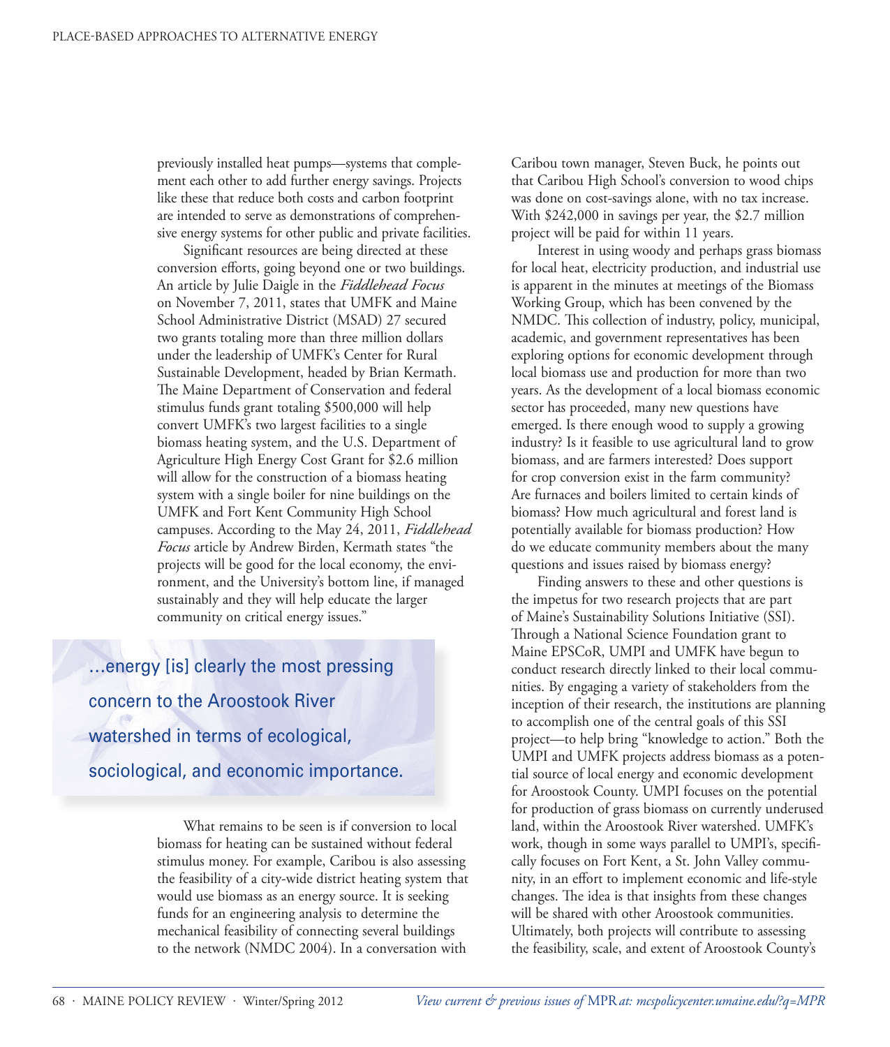previously installed heat pumps—systems that complement each other to add further energy savings. Projects like these that reduce both costs and carbon footprint are intended to serve as demonstrations of comprehensive energy systems for other public and private facilities.

Significant resources are being directed at these conversion efforts, going beyond one or two buildings. An article by Julie Daigle in the *Fiddlehead Focus* on November 7, 2011, states that UMFK and Maine School Administrative District (MSAD) 27 secured two grants totaling more than three million dollars under the leadership of UMFK's Center for Rural Sustainable Development, headed by Brian Kermath. The Maine Department of Conservation and federal stimulus funds grant totaling $500,000 will help convert UMFK's two largest facilities to a single biomass heating system, and the U.S. Department of Agriculture High Energy Cost Grant for $2.6 million will allow for the construction of a biomass heating system with a single boiler for nine buildings on the UMFK and Fort Kent Community High School campuses. According to the May 24, 2011, *Fiddlehead Focus* article by Andrew Birden, Kermath states "the projects will be good for the local economy, the environment, and the University's bottom line, if managed sustainably and they will help educate the larger community on critical energy issues."

> ...energy [is] clearly the most pressing concern to the Aroostook River watershed in terms of ecological, sociological, and economic importance.

What remains to be seen is if conversion to local biomass for heating can be sustained without federal stimulus money. For example, Caribou is also assessing the feasibility of a city-wide district heating system that would use biomass as an energy source. It is seeking funds for an engineering analysis to determine the mechanical feasibility of connecting several buildings to the network (NMDC 2004). In a conversation with Caribou town manager, Steven Buck, he points out that Caribou High School's conversion to wood chips was done on cost-savings alone, with no tax increase. With $242,000 in savings per year, the $2.7 million project will be paid for within 11 years.

Interest in using woody and perhaps grass biomass for local heat, electricity production, and industrial use is apparent in the minutes at meetings of the Biomass Working Group, which has been convened by the NMDC. This collection of industry, policy, municipal, academic, and government representatives has been exploring options for economic development through local biomass use and production for more than two years. As the development of a local biomass economic sector has proceeded, many new questions have emerged. Is there enough wood to supply a growing industry? Is it feasible to use agricultural land to grow biomass, and are farmers interested? Does support for crop conversion exist in the farm community? Are furnaces and boilers limited to certain kinds of biomass? How much agricultural and forest land is potentially available for biomass production? How do we educate community members about the many questions and issues raised by biomass energy?

Finding answers to these and other questions is the impetus for two research projects that are part of Maine's Sustainability Solutions Initiative (SSI). Through a National Science Foundation grant to Maine EPSCoR, UMPI and UMFK have begun to conduct research directly linked to their local communities. By engaging a variety of stakeholders from the inception of their research, the institutions are planning to accomplish one of the central goals of this SSI project—to help bring "knowledge to action." Both the UMPI and UMFK projects address biomass as a potential source of local energy and economic development for Aroostook County. UMPI focuses on the potential for production of grass biomass on currently underused land, within the Aroostook River watershed. UMFK's work, though in some ways parallel to UMPI's, specifically focuses on Fort Kent, a St. John Valley community, in an effort to implement economic and life-style changes. The idea is that insights from these changes will be shared with other Aroostook communities. Ultimately, both projects will contribute to assessing the feasibility, scale, and extent of Aroostook County's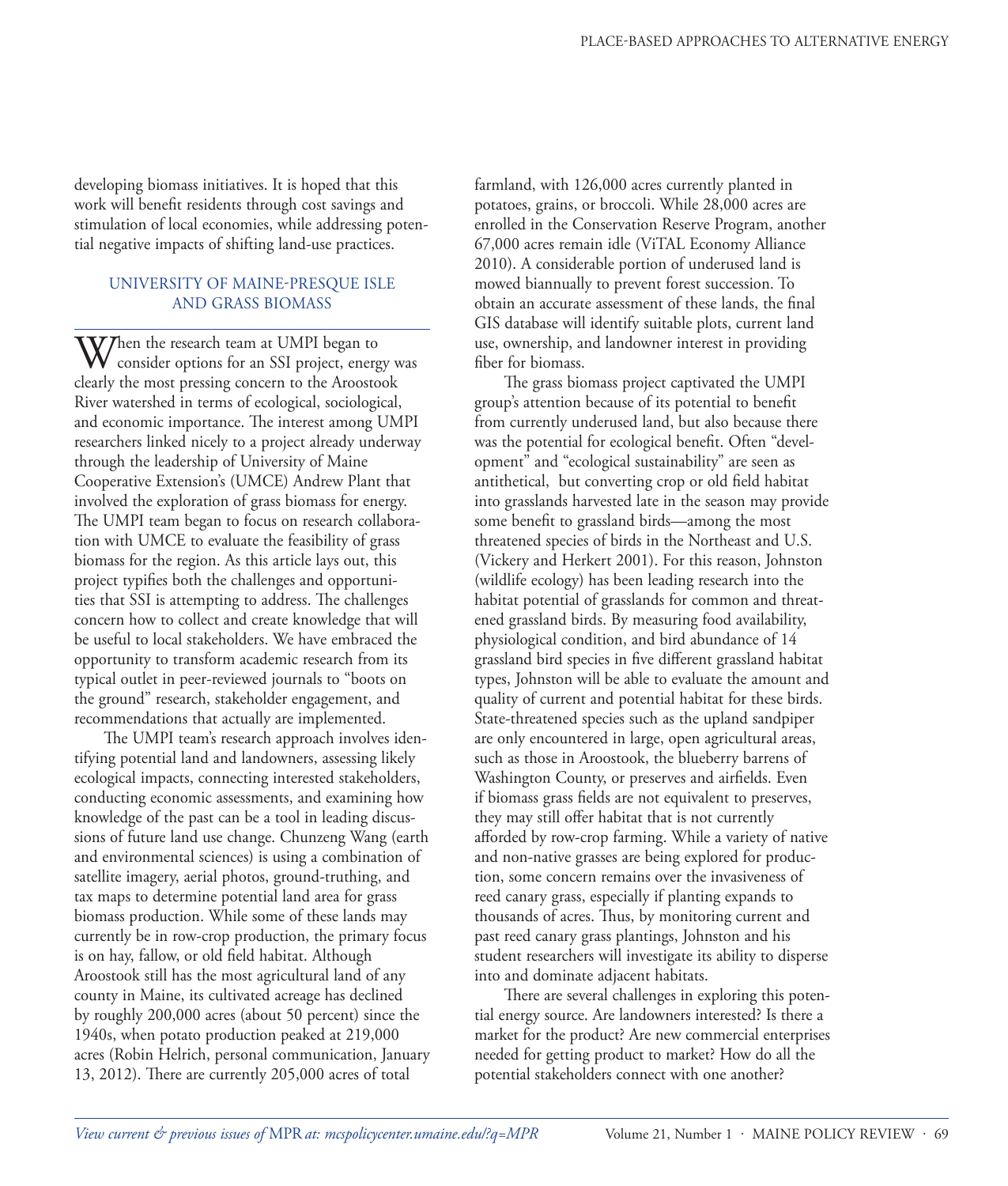developing biomass initiatives. It is hoped that this work will benefit residents through cost savings and stimulation of local economies, while addressing potential negative impacts of shifting land-use practices.

## UNIVERSITY OF MAINE-PRESQUE ISLE AND GRASS BIOMASS

When the research team at UMPI began to consider options for an SSI project, energy was clearly the most pressing concern to the Aroostook River watershed in terms of ecological, sociological, and economic importance. The interest among UMPI researchers linked nicely to a project already underway through the leadership of University of Maine Cooperative Extension's (UMCE) Andrew Plant that involved the exploration of grass biomass for energy. The UMPI team began to focus on research collaboration with UMCE to evaluate the feasibility of grass biomass for the region. As this article lays out, this project typifies both the challenges and opportunities that SSI is attempting to address. The challenges concern how to collect and create knowledge that will be useful to local stakeholders. We have embraced the opportunity to transform academic research from its typical outlet in peer-reviewed journals to "boots on the ground" research, stakeholder engagement, and recommendations that actually are implemented.

The UMPI team's research approach involves identifying potential land and landowners, assessing likely ecological impacts, connecting interested stakeholders, conducting economic assessments, and examining how knowledge of the past can be a tool in leading discussions of future land use change. Chunzeng Wang (earth and environmental sciences) is using a combination of satellite imagery, aerial photos, ground-truthing, and tax maps to determine potential land area for grass biomass production. While some of these lands may currently be in row-crop production, the primary focus is on hay, fallow, or old field habitat. Although Aroostook still has the most agricultural land of any county in Maine, its cultivated acreage has declined by roughly 200,000 acres (about 50 percent) since the 1940s, when potato production peaked at 219,000 acres (Robin Helrich, personal communication, January 13, 2012). There are currently 205,000 acres of total farmland, with 126,000 acres currently planted in potatoes, grains, or broccoli. While 28,000 acres are enrolled in the Conservation Reserve Program, another 67,000 acres remain idle (ViTAL Economy Alliance 2010). A considerable portion of underused land is mowed biannually to prevent forest succession. To obtain an accurate assessment of these lands, the final GIS database will identify suitable plots, current land use, ownership, and landowner interest in providing fiber for biomass.

The grass biomass project captivated the UMPI group's attention because of its potential to benefit from currently underused land, but also because there was the potential for ecological benefit. Often "development" and "ecological sustainability" are seen as antithetical, but converting crop or old field habitat into grasslands harvested late in the season may provide some benefit to grassland birds—among the most threatened species of birds in the Northeast and U.S. (Vickery and Herkert 2001). For this reason, Johnston (wildlife ecology) has been leading research into the habitat potential of grasslands for common and threatened grassland birds. By measuring food availability, physiological condition, and bird abundance of 14 grassland bird species in five different grassland habitat types, Johnston will be able to evaluate the amount and quality of current and potential habitat for these birds. State-threatened species such as the upland sandpiper are only encountered in large, open agricultural areas, such as those in Aroostook, the blueberry barrens of Washington County, or preserves and airfields. Even if biomass grass fields are not equivalent to preserves, they may still offer habitat that is not currently afforded by row-crop farming. While a variety of native and non-native grasses are being explored for production, some concern remains over the invasiveness of reed canary grass, especially if planting expands to thousands of acres. Thus, by monitoring current and past reed canary grass plantings, Johnston and his student researchers will investigate its ability to disperse into and dominate adjacent habitats.

There are several challenges in exploring this potential energy source. Are landowners interested? Is there a market for the product? Are new commercial enterprises needed for getting product to market? How do all the potential stakeholders connect with one another?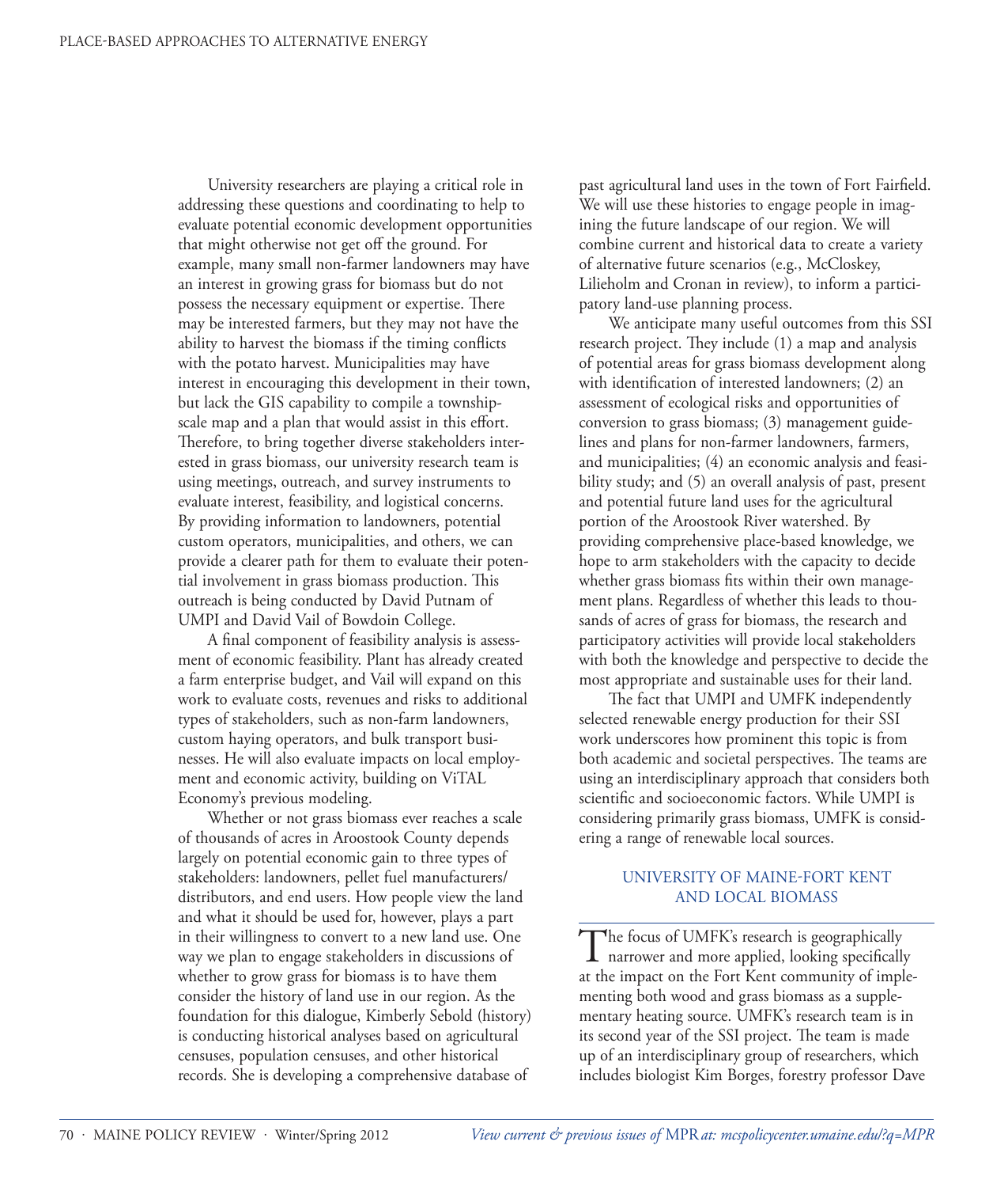University researchers are playing a critical role in addressing these questions and coordinating to help to evaluate potential economic development opportunities that might otherwise not get off the ground. For example, many small non-farmer landowners may have an interest in growing grass for biomass but do not possess the necessary equipment or expertise. There may be interested farmers, but they may not have the ability to harvest the biomass if the timing conflicts with the potato harvest. Municipalities may have interest in encouraging this development in their town, but lack the GIS capability to compile a township-scale map and a plan that would assist in this effort. Therefore, to bring together diverse stakeholders interested in grass biomass, our university research team is using meetings, outreach, and survey instruments to evaluate interest, feasibility, and logistical concerns. By providing information to landowners, potential custom operators, municipalities, and others, we can provide a clearer path for them to evaluate their potential involvement in grass biomass production. This outreach is being conducted by David Putnam of UMPI and David Vail of Bowdoin College.

A final component of feasibility analysis is assessment of economic feasibility. Plant has already created a farm enterprise budget, and Vail will expand on this work to evaluate costs, revenues and risks to additional types of stakeholders, such as non-farm landowners, custom haying operators, and bulk transport businesses. He will also evaluate impacts on local employment and economic activity, building on ViTAL Economy's previous modeling.

Whether or not grass biomass ever reaches a scale of thousands of acres in Aroostook County depends largely on potential economic gain to three types of stakeholders: landowners, pellet fuel manufacturers/distributors, and end users. How people view the land and what it should be used for, however, plays a part in their willingness to convert to a new land use. One way we plan to engage stakeholders in discussions of whether to grow grass for biomass is to have them consider the history of land use in our region. As the foundation for this dialogue, Kimberly Sebold (history) is conducting historical analyses based on agricultural censuses, population censuses, and other historical records. She is developing a comprehensive database of past agricultural land uses in the town of Fort Fairfield. We will use these histories to engage people in imagining the future landscape of our region. We will combine current and historical data to create a variety of alternative future scenarios (e.g., McCloskey, Lilieholm and Cronan in review), to inform a participatory land-use planning process.

We anticipate many useful outcomes from this SSI research project. They include (1) a map and analysis of potential areas for grass biomass development along with identification of interested landowners; (2) an assessment of ecological risks and opportunities of conversion to grass biomass; (3) management guidelines and plans for non-farmer landowners, farmers, and municipalities; (4) an economic analysis and feasibility study; and (5) an overall analysis of past, present and potential future land uses for the agricultural portion of the Aroostook River watershed. By providing comprehensive place-based knowledge, we hope to arm stakeholders with the capacity to decide whether grass biomass fits within their own management plans. Regardless of whether this leads to thousands of acres of grass for biomass, the research and participatory activities will provide local stakeholders with both the knowledge and perspective to decide the most appropriate and sustainable uses for their land.

The fact that UMPI and UMFK independently selected renewable energy production for their SSI work underscores how prominent this topic is from both academic and societal perspectives. The teams are using an interdisciplinary approach that considers both scientific and socioeconomic factors. While UMPI is considering primarily grass biomass, UMFK is considering a range of renewable local sources.

## UNIVERSITY OF MAINE-FORT KENT AND LOCAL BIOMASS

The focus of UMFK's research is geographically narrower and more applied, looking specifically at the impact on the Fort Kent community of implementing both wood and grass biomass as a supplementary heating source. UMFK's research team is in its second year of the SSI project. The team is made up of an interdisciplinary group of researchers, which includes biologist Kim Borges, forestry professor Dave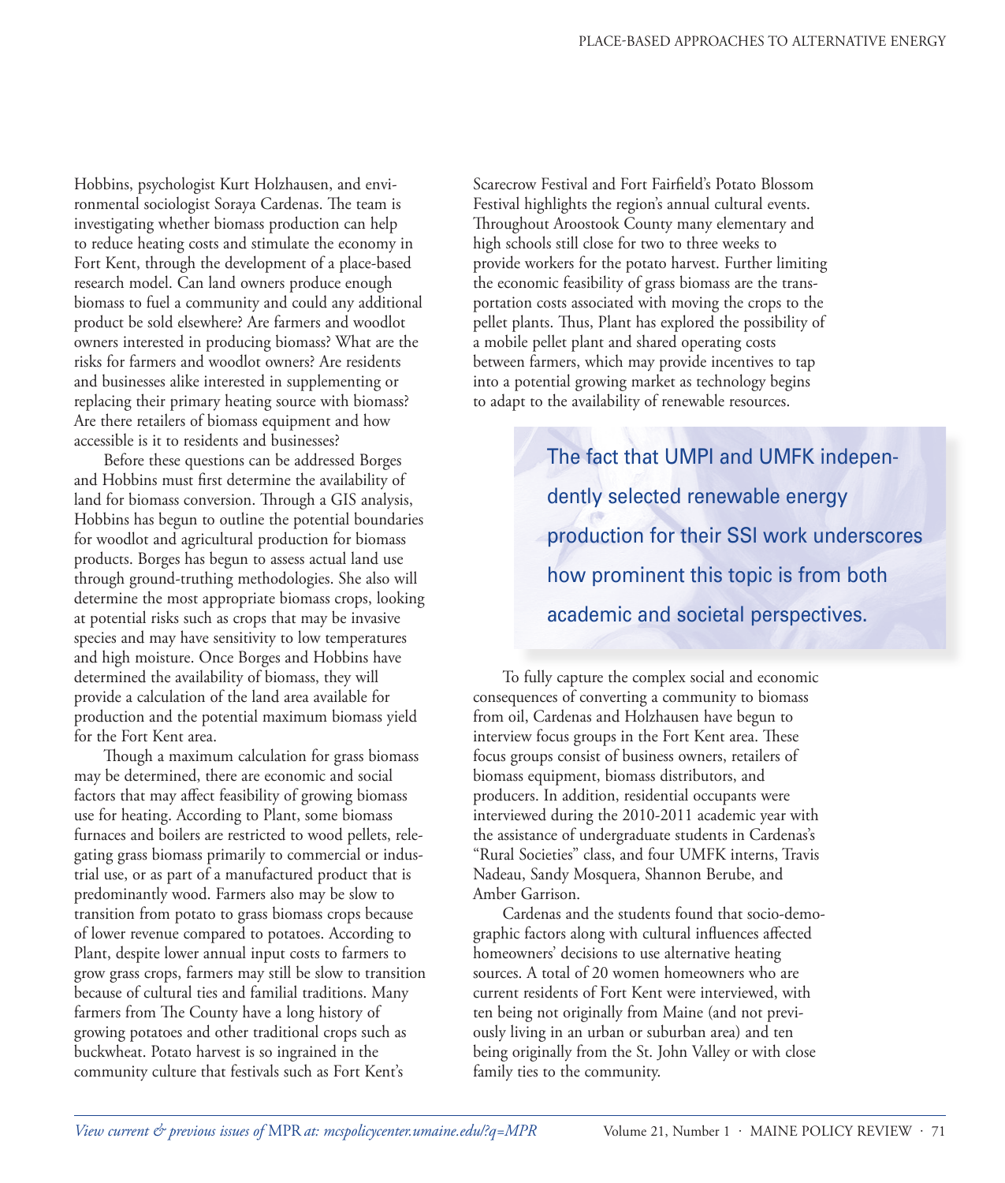Hobbins, psychologist Kurt Holzhausen, and environmental sociologist Soraya Cardenas. The team is investigating whether biomass production can help to reduce heating costs and stimulate the economy in Fort Kent, through the development of a place-based research model. Can land owners produce enough biomass to fuel a community and could any additional product be sold elsewhere? Are farmers and woodlot owners interested in producing biomass? What are the risks for farmers and woodlot owners? Are residents and businesses alike interested in supplementing or replacing their primary heating source with biomass? Are there retailers of biomass equipment and how accessible is it to residents and businesses?

Before these questions can be addressed Borges and Hobbins must first determine the availability of land for biomass conversion. Through a GIS analysis, Hobbins has begun to outline the potential boundaries for woodlot and agricultural production for biomass products. Borges has begun to assess actual land use through ground-truthing methodologies. She also will determine the most appropriate biomass crops, looking at potential risks such as crops that may be invasive species and may have sensitivity to low temperatures and high moisture. Once Borges and Hobbins have determined the availability of biomass, they will provide a calculation of the land area available for production and the potential maximum biomass yield for the Fort Kent area.

Though a maximum calculation for grass biomass may be determined, there are economic and social factors that may affect feasibility of growing biomass use for heating. According to Plant, some biomass furnaces and boilers are restricted to wood pellets, relegating grass biomass primarily to commercial or industrial use, or as part of a manufactured product that is predominantly wood. Farmers also may be slow to transition from potato to grass biomass crops because of lower revenue compared to potatoes. According to Plant, despite lower annual input costs to farmers to grow grass crops, farmers may still be slow to transition because of cultural ties and familial traditions. Many farmers from The County have a long history of growing potatoes and other traditional crops such as buckwheat. Potato harvest is so ingrained in the community culture that festivals such as Fort Kent's Scarecrow Festival and Fort Fairfield's Potato Blossom Festival highlights the region's annual cultural events. Throughout Aroostook County many elementary and high schools still close for two to three weeks to provide workers for the potato harvest. Further limiting the economic feasibility of grass biomass are the transportation costs associated with moving the crops to the pellet plants. Thus, Plant has explored the possibility of a mobile pellet plant and shared operating costs between farmers, which may provide incentives to tap into a potential growing market as technology begins to adapt to the availability of renewable resources.

> The fact that UMPI and UMFK independently selected renewable energy production for their SSI work underscores how prominent this topic is from both academic and societal perspectives.

To fully capture the complex social and economic consequences of converting a community to biomass from oil, Cardenas and Holzhausen have begun to interview focus groups in the Fort Kent area. These focus groups consist of business owners, retailers of biomass equipment, biomass distributors, and producers. In addition, residential occupants were interviewed during the 2010-2011 academic year with the assistance of undergraduate students in Cardenas's "Rural Societies" class, and four UMFK interns, Travis Nadeau, Sandy Mosquera, Shannon Berube, and Amber Garrison.

Cardenas and the students found that socio-demographic factors along with cultural influences affected homeowners' decisions to use alternative heating sources. A total of 20 women homeowners who are current residents of Fort Kent were interviewed, with ten being not originally from Maine (and not previously living in an urban or suburban area) and ten being originally from the St. John Valley or with close family ties to the community.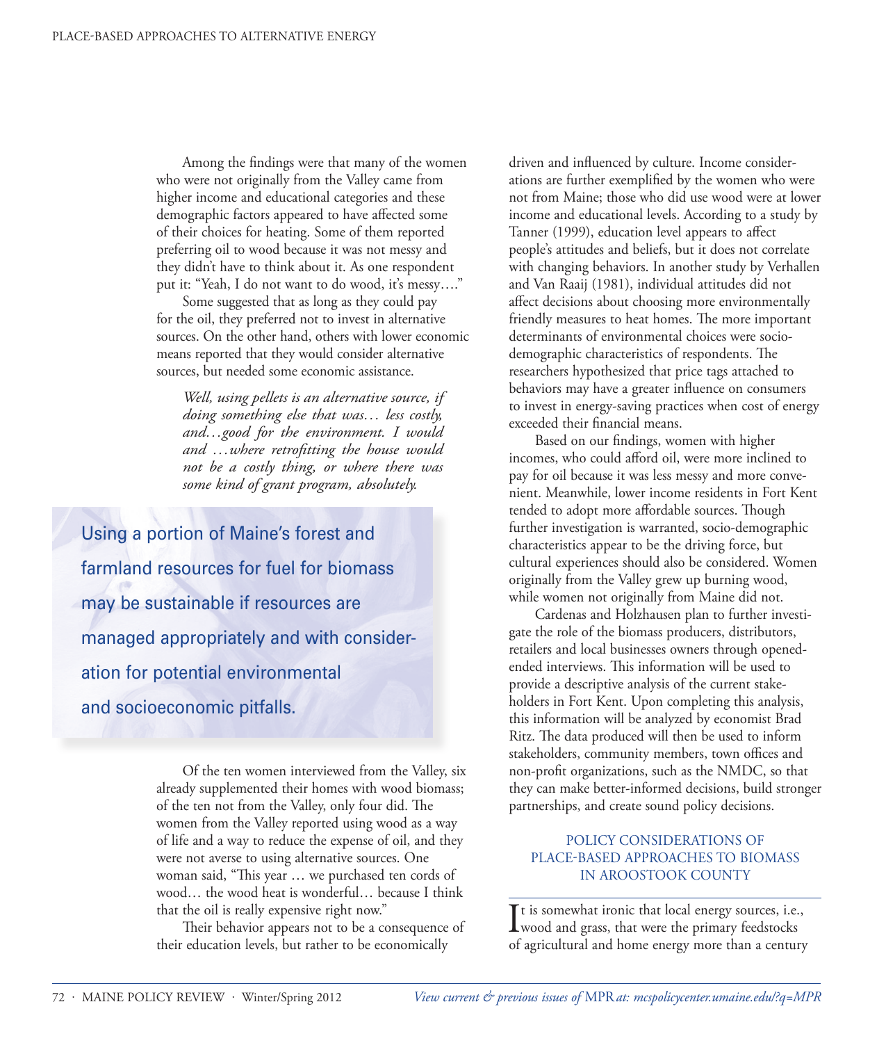Among the findings were that many of the women who were not originally from the Valley came from higher income and educational categories and these demographic factors appeared to have affected some of their choices for heating. Some of them reported preferring oil to wood because it was not messy and they didn't have to think about it. As one respondent put it: "Yeah, I do not want to do wood, it's messy…."

Some suggested that as long as they could pay for the oil, they preferred not to invest in alternative sources. On the other hand, others with lower economic means reported that they would consider alternative sources, but needed some economic assistance.

> *Well, using pellets is an alternative source, if doing something else that was… less costly, and…good for the environment. I would and …where retrofitting the house would not be a costly thing, or where there was some kind of grant program, absolutely.*

> Using a portion of Maine's forest and farmland resources for fuel for biomass may be sustainable if resources are managed appropriately and with consideration for potential environmental and socioeconomic pitfalls.

Of the ten women interviewed from the Valley, six already supplemented their homes with wood biomass; of the ten not from the Valley, only four did. The women from the Valley reported using wood as a way of life and a way to reduce the expense of oil, and they were not averse to using alternative sources. One woman said, "This year … we purchased ten cords of wood… the wood heat is wonderful… because I think that the oil is really expensive right now."

Their behavior appears not to be a consequence of their education levels, but rather to be economically driven and influenced by culture. Income considerations are further exemplified by the women who were not from Maine; those who did use wood were at lower income and educational levels. According to a study by Tanner (1999), education level appears to affect people's attitudes and beliefs, but it does not correlate with changing behaviors. In another study by Verhallen and Van Raaij (1981), individual attitudes did not affect decisions about choosing more environmentally friendly measures to heat homes. The more important determinants of environmental choices were socio-demographic characteristics of respondents. The researchers hypothesized that price tags attached to behaviors may have a greater influence on consumers to invest in energy-saving practices when cost of energy exceeded their financial means.

Based on our findings, women with higher incomes, who could afford oil, were more inclined to pay for oil because it was less messy and more convenient. Meanwhile, lower income residents in Fort Kent tended to adopt more affordable sources. Though further investigation is warranted, socio-demographic characteristics appear to be the driving force, but cultural experiences should also be considered. Women originally from the Valley grew up burning wood, while women not originally from Maine did not.

Cardenas and Holzhausen plan to further investigate the role of the biomass producers, distributors, retailers and local businesses owners through opened-ended interviews. This information will be used to provide a descriptive analysis of the current stakeholders in Fort Kent. Upon completing this analysis, this information will be analyzed by economist Brad Ritz. The data produced will then be used to inform stakeholders, community members, town offices and non-profit organizations, such as the NMDC, so that they can make better-informed decisions, build stronger partnerships, and create sound policy decisions.

## POLICY CONSIDERATIONS OF PLACE-BASED APPROACHES TO BIOMASS IN AROOSTOOK COUNTY

It is somewhat ironic that local energy sources, i.e., wood and grass, that were the primary feedstocks of agricultural and home energy more than a century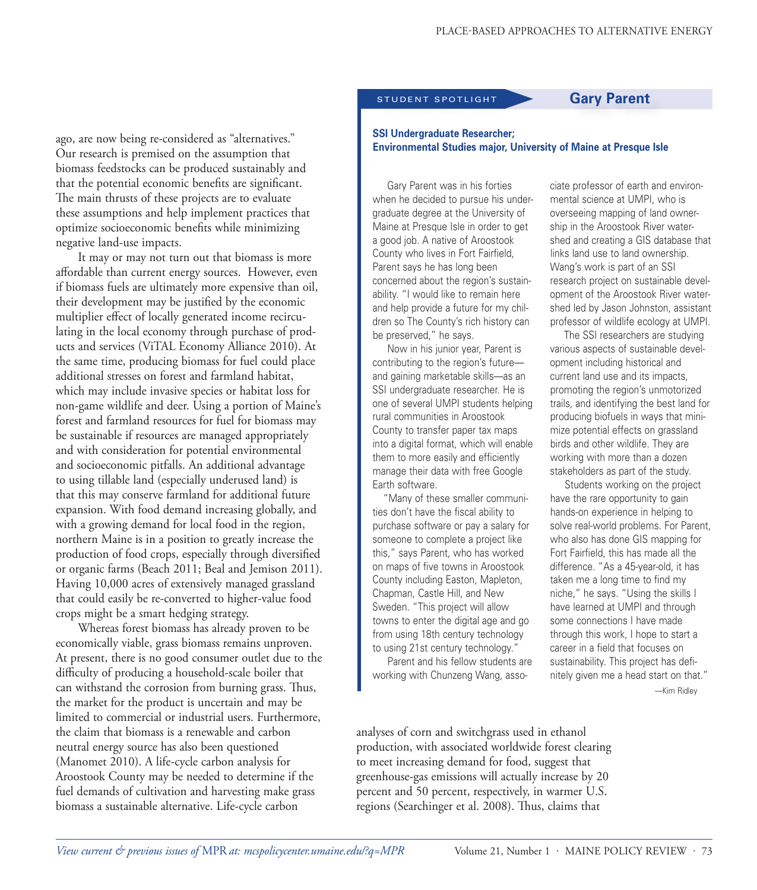ago, are now being re-considered as "alternatives." Our research is premised on the assumption that biomass feedstocks can be produced sustainably and that the potential economic benefits are significant. The main thrusts of these projects are to evaluate these assumptions and help implement practices that optimize socioeconomic benefits while minimizing negative land-use impacts.

It may or may not turn out that biomass is more affordable than current energy sources. However, even if biomass fuels are ultimately more expensive than oil, their development may be justified by the economic multiplier effect of locally generated income recirculating in the local economy through purchase of products and services (ViTAL Economy Alliance 2010). At the same time, producing biomass for fuel could place additional stresses on forest and farmland habitat, which may include invasive species or habitat loss for non-game wildlife and deer. Using a portion of Maine's forest and farmland resources for fuel for biomass may be sustainable if resources are managed appropriately and with consideration for potential environmental and socioeconomic pitfalls. An additional advantage to using tillable land (especially underused land) is that this may conserve farmland for additional future expansion. With food demand increasing globally, and with a growing demand for local food in the region, northern Maine is in a position to greatly increase the production of food crops, especially through diversified or organic farms (Beach 2011; Beal and Jemison 2011). Having 10,000 acres of extensively managed grassland that could easily be re-converted to higher-value food crops might be a smart hedging strategy.

Whereas forest biomass has already proven to be economically viable, grass biomass remains unproven. At present, there is no good consumer outlet due to the difficulty of producing a household-scale boiler that can withstand the corrosion from burning grass. Thus, the market for the product is uncertain and may be limited to commercial or industrial users. Furthermore, the claim that biomass is a renewable and carbon neutral energy source has also been questioned (Manomet 2010). A life-cycle carbon analysis for Aroostook County may be needed to determine if the fuel demands of cultivation and harvesting make grass biomass a sustainable alternative. Life-cycle carbon analyses of corn and switchgrass used in ethanol production, with associated worldwide forest clearing to meet increasing demand for food, suggest that greenhouse-gas emissions will actually increase by 20 percent and 50 percent, respectively, in warmer U.S. regions (Searchinger et al. 2008). Thus, claims that

---

STUDENT SPOTLIGHT

## Gary Parent

**SSI Undergraduate Researcher; Environmental Studies major, University of Maine at Presque Isle**

Gary Parent was in his forties when he decided to pursue his undergraduate degree at the University of Maine at Presque Isle in order to get a good job. A native of Aroostook County who lives in Fort Fairfield, Parent says he has long been concerned about the region's sustainability. "I would like to remain here and help provide a future for my children so The County's rich history can be preserved," he says.

Now in his junior year, Parent is contributing to the region's future—and gaining marketable skills—as an SSI undergraduate researcher. He is one of several UMPI students helping rural communities in Aroostook County to transfer paper tax maps into a digital format, which will enable them to more easily and efficiently manage their data with free Google Earth software.

"Many of these smaller communities don't have the fiscal ability to purchase software or pay a salary for someone to complete a project like this," says Parent, who has worked on maps of five towns in Aroostook County including Easton, Mapleton, Chapman, Castle Hill, and New Sweden. "This project will allow towns to enter the digital age and go from using 18th century technology to using 21st century technology."

Parent and his fellow students are working with Chunzeng Wang, associate professor of earth and environmental science at UMPI, who is overseeing mapping of land ownership in the Aroostook River watershed and creating a GIS database that links land use to land ownership. Wang's work is part of an SSI research project on sustainable development of the Aroostook River watershed led by Jason Johnston, assistant professor of wildlife ecology at UMPI.

The SSI researchers are studying various aspects of sustainable development including historical and current land use and its impacts, promoting the region's unmotorized trails, and identifying the best land for producing biofuels in ways that minimize potential effects on grassland birds and other wildlife. They are working with more than a dozen stakeholders as part of the study.

Students working on the project have the rare opportunity to gain hands-on experience in helping to solve real-world problems. For Parent, who also has done GIS mapping for Fort Fairfield, this has made all the difference. "As a 45-year-old, it has taken me a long time to find my niche," he says. "Using the skills I have learned at UMPI and through some connections I have made through this work, I hope to start a career in a field that focuses on sustainability. This project has definitely given me a head start on that."

—Kim Ridley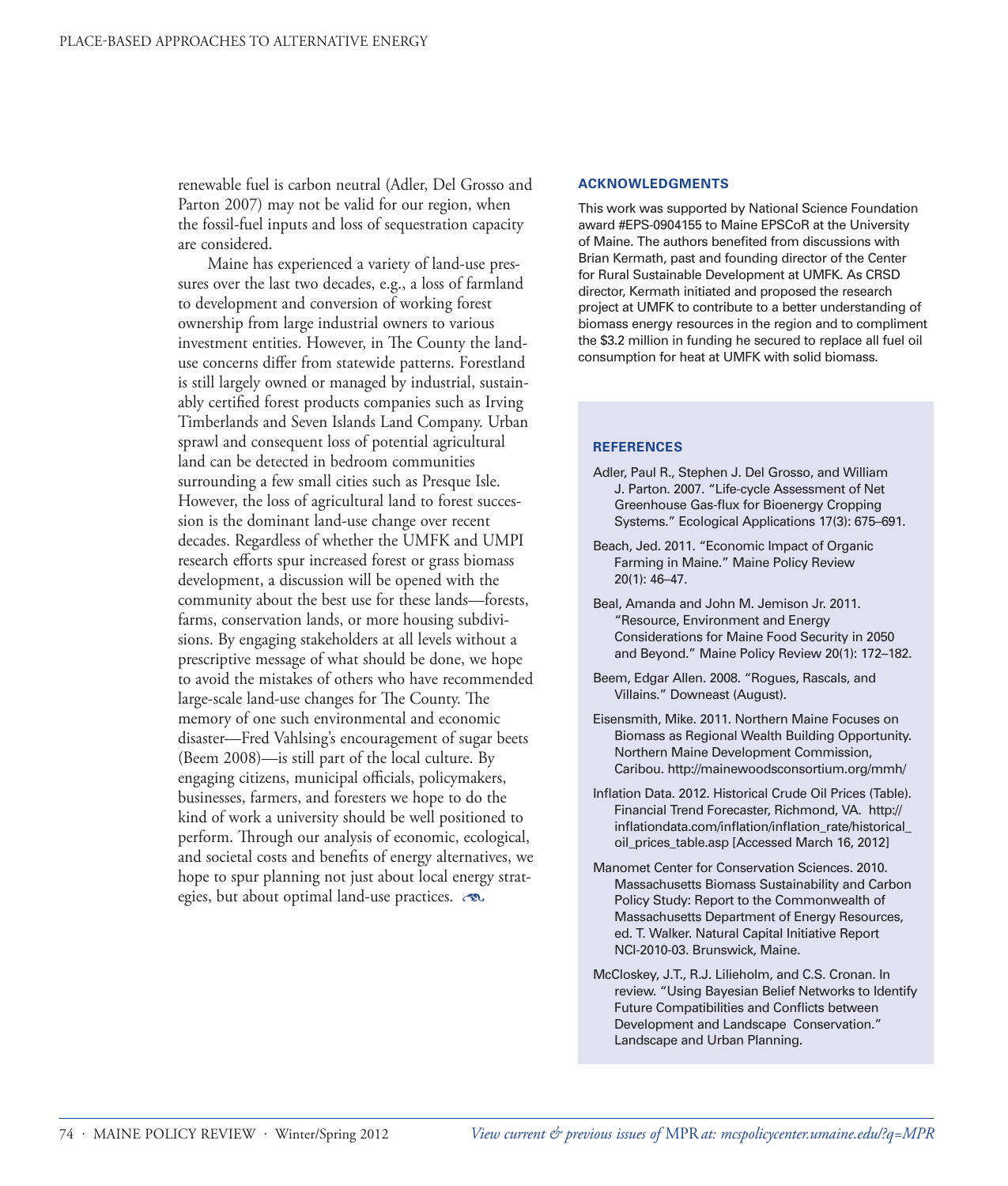renewable fuel is carbon neutral (Adler, Del Grosso and Parton 2007) may not be valid for our region, when the fossil-fuel inputs and loss of sequestration capacity are considered.

Maine has experienced a variety of land-use pressures over the last two decades, e.g., a loss of farmland to development and conversion of working forest ownership from large industrial owners to various investment entities. However, in The County the land-use concerns differ from statewide patterns. Forestland is still largely owned or managed by industrial, sustainably certified forest products companies such as Irving Timberlands and Seven Islands Land Company. Urban sprawl and consequent loss of potential agricultural land can be detected in bedroom communities surrounding a few small cities such as Presque Isle. However, the loss of agricultural land to forest succession is the dominant land-use change over recent decades. Regardless of whether the UMFK and UMPI research efforts spur increased forest or grass biomass development, a discussion will be opened with the community about the best use for these lands—forests, farms, conservation lands, or more housing subdivisions. By engaging stakeholders at all levels without a prescriptive message of what should be done, we hope to avoid the mistakes of others who have recommended large-scale land-use changes for The County. The memory of one such environmental and economic disaster—Fred Vahlsing's encouragement of sugar beets (Beem 2008)—is still part of the local culture. By engaging citizens, municipal officials, policymakers, businesses, farmers, and foresters we hope to do the kind of work a university should be well positioned to perform. Through our analysis of economic, ecological, and societal costs and benefits of energy alternatives, we hope to spur planning not just about local energy strategies, but about optimal land-use practices.

## ACKNOWLEDGMENTS

This work was supported by National Science Foundation award #EPS-0904155 to Maine EPSCoR at the University of Maine. The authors benefited from discussions with Brian Kermath, past and founding director of the Center for Rural Sustainable Development at UMFK. As CRSD director, Kermath initiated and proposed the research project at UMFK to contribute to a better understanding of biomass energy resources in the region and to compliment the $3.2 million in funding he secured to replace all fuel oil consumption for heat at UMFK with solid biomass.

## REFERENCES

Adler, Paul R., Stephen J. Del Grosso, and William J. Parton. 2007. "Life-cycle Assessment of Net Greenhouse Gas-flux for Bioenergy Cropping Systems." Ecological Applications 17(3): 675–691.

Beach, Jed. 2011. "Economic Impact of Organic Farming in Maine." Maine Policy Review 20(1): 46–47.

Beal, Amanda and John M. Jemison Jr. 2011. "Resource, Environment and Energy Considerations for Maine Food Security in 2050 and Beyond." Maine Policy Review 20(1): 172–182.

Beem, Edgar Allen. 2008. "Rogues, Rascals, and Villains." Downeast (August).

Eisensmith, Mike. 2011. Northern Maine Focuses on Biomass as Regional Wealth Building Opportunity. Northern Maine Development Commission, Caribou. http://mainewoodsconsortium.org/mmh/

Inflation Data. 2012. Historical Crude Oil Prices (Table). Financial Trend Forecaster, Richmond, VA. http://inflationdata.com/inflation/inflation_rate/historical_oil_prices_table.asp [Accessed March 16, 2012]

Manomet Center for Conservation Sciences. 2010. Massachusetts Biomass Sustainability and Carbon Policy Study: Report to the Commonwealth of Massachusetts Department of Energy Resources, ed. T. Walker. Natural Capital Initiative Report NCI-2010-03. Brunswick, Maine.

McCloskey, J.T., R.J. Lilieholm, and C.S. Cronan. In review. "Using Bayesian Belief Networks to Identify Future Compatibilities and Conflicts between Development and Landscape Conservation." Landscape and Urban Planning.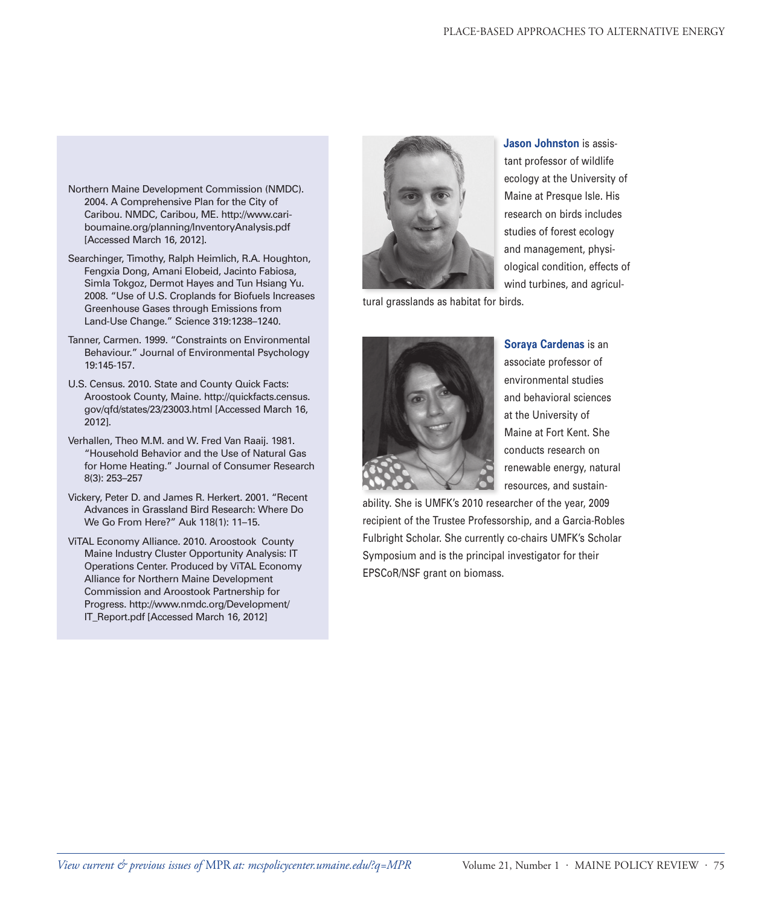Northern Maine Development Commission (NMDC). 2004. A Comprehensive Plan for the City of Caribou. NMDC, Caribou, ME. http://www.cariboumaine.org/planning/InventoryAnalysis.pdf [Accessed March 16, 2012].

Searchinger, Timothy, Ralph Heimlich, R.A. Houghton, Fengxia Dong, Amani Elobeid, Jacinto Fabiosa, Simla Tokgoz, Dermot Hayes and Tun Hsiang Yu. 2008. "Use of U.S. Croplands for Biofuels Increases Greenhouse Gases through Emissions from Land-Use Change." Science 319:1238–1240.

Tanner, Carmen. 1999. "Constraints on Environmental Behaviour." Journal of Environmental Psychology 19:145-157.

U.S. Census. 2010. State and County Quick Facts: Aroostook County, Maine. http://quickfacts.census.gov/qfd/states/23/23003.html [Accessed March 16, 2012].

Verhallen, Theo M.M. and W. Fred Van Raaij. 1981. "Household Behavior and the Use of Natural Gas for Home Heating." Journal of Consumer Research 8(3): 253–257

Vickery, Peter D. and James R. Herkert. 2001. "Recent Advances in Grassland Bird Research: Where Do We Go From Here?" Auk 118(1): 11–15.

ViTAL Economy Alliance. 2010. Aroostook County Maine Industry Cluster Opportunity Analysis: IT Operations Center. Produced by ViTAL Economy Alliance for Northern Maine Development Commission and Aroostook Partnership for Progress. http://www.nmdc.org/Development/IT_Report.pdf [Accessed March 16, 2012]

**Jason Johnston** is assistant professor of wildlife ecology at the University of Maine at Presque Isle. His research on birds includes studies of forest ecology and management, physiological condition, effects of wind turbines, and agricultural grasslands as habitat for birds.

**Soraya Cardenas** is an associate professor of environmental studies and behavioral sciences at the University of Maine at Fort Kent. She conducts research on renewable energy, natural resources, and sustainability. She is UMFK's 2010 researcher of the year, 2009 recipient of the Trustee Professorship, and a Garcia-Robles Fulbright Scholar. She currently co-chairs UMFK's Scholar Symposium and is the principal investigator for their EPSCoR/NSF grant on biomass.